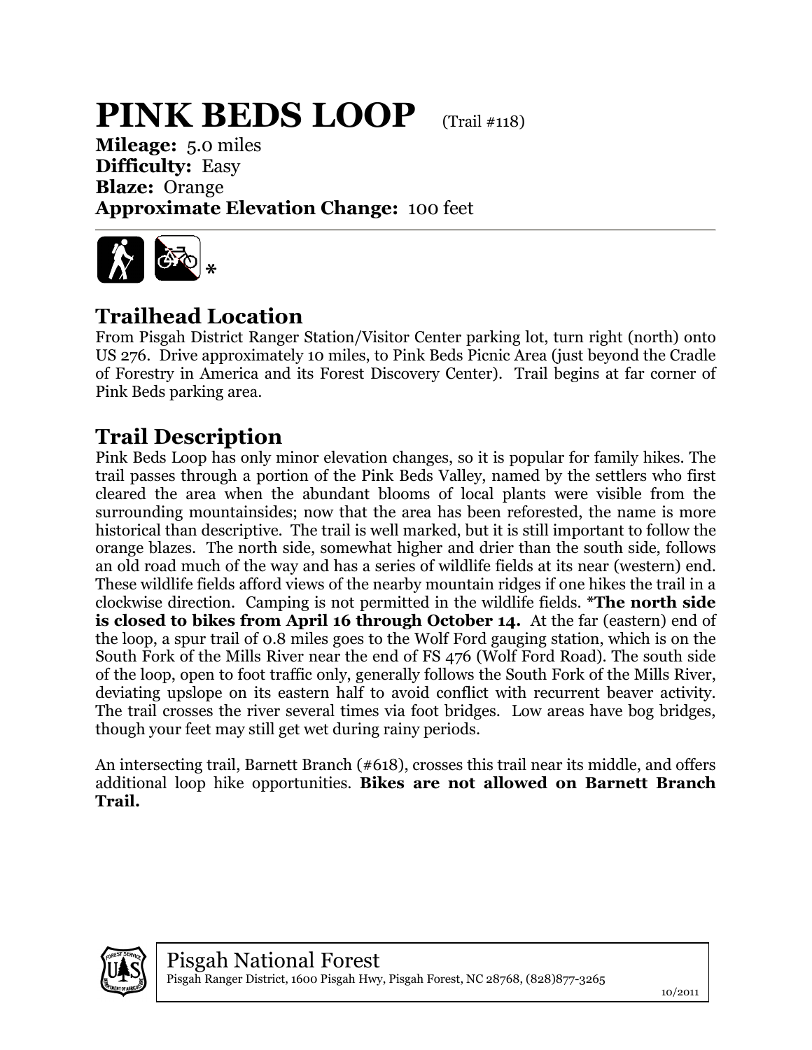# PINK BEDS LOOP (Trail #118)

**Mileage:** 5.0 miles
**Difficulty:** Easy
**Blaze:** Orange
**Approximate Elevation Change:** 100 feet

*

## Trailhead Location

From Pisgah District Ranger Station/Visitor Center parking lot, turn right (north) onto US 276. Drive approximately 10 miles, to Pink Beds Picnic Area (just beyond the Cradle of Forestry in America and its Forest Discovery Center). Trail begins at far corner of Pink Beds parking area.

## Trail Description

Pink Beds Loop has only minor elevation changes, so it is popular for family hikes. The trail passes through a portion of the Pink Beds Valley, named by the settlers who first cleared the area when the abundant blooms of local plants were visible from the surrounding mountainsides; now that the area has been reforested, the name is more historical than descriptive. The trail is well marked, but it is still important to follow the orange blazes. The north side, somewhat higher and drier than the south side, follows an old road much of the way and has a series of wildlife fields at its near (western) end. These wildlife fields afford views of the nearby mountain ridges if one hikes the trail in a clockwise direction. Camping is not permitted in the wildlife fields. ***The north side is closed to bikes from April 16 through October 14.** At the far (eastern) end of the loop, a spur trail of 0.8 miles goes to the Wolf Ford gauging station, which is on the South Fork of the Mills River near the end of FS 476 (Wolf Ford Road). The south side of the loop, open to foot traffic only, generally follows the South Fork of the Mills River, deviating upslope on its eastern half to avoid conflict with recurrent beaver activity. The trail crosses the river several times via foot bridges. Low areas have bog bridges, though your feet may still get wet during rainy periods.

An intersecting trail, Barnett Branch (#618), crosses this trail near its middle, and offers additional loop hike opportunities. **Bikes are not allowed on Barnett Branch Trail.**

Pisgah National Forest
Pisgah Ranger District, 1600 Pisgah Hwy, Pisgah Forest, NC 28768, (828)877-3265
10/2011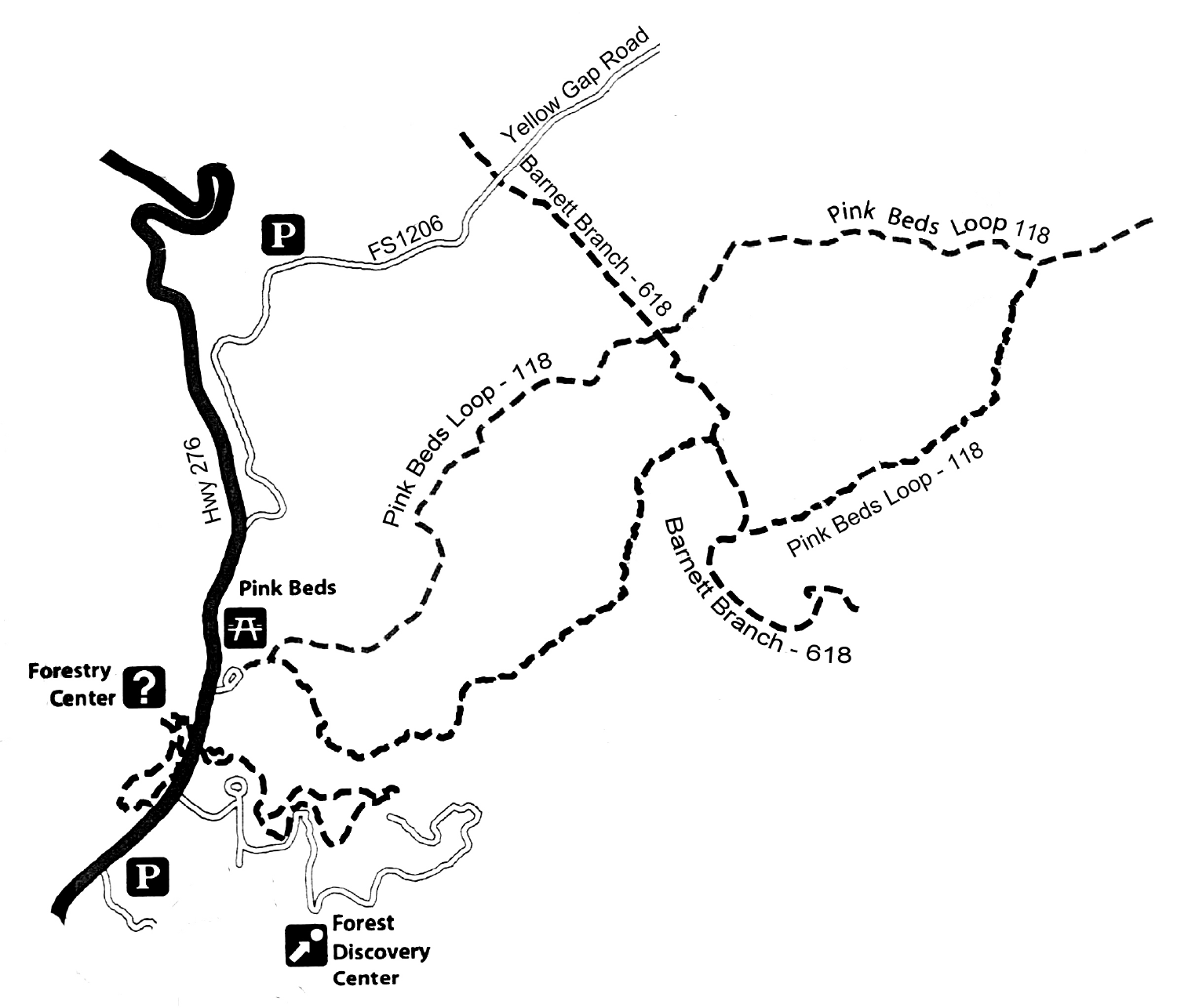Yellow Gap Road

Barnett Branch - 618

FS1206

Pink Beds Loop 118

Pink Beds Loop - 118

Hwy 276

Pink Beds Loop - 118

Barnett Branch - 618

Pink Beds

Forestry Center

Forest Discovery Center